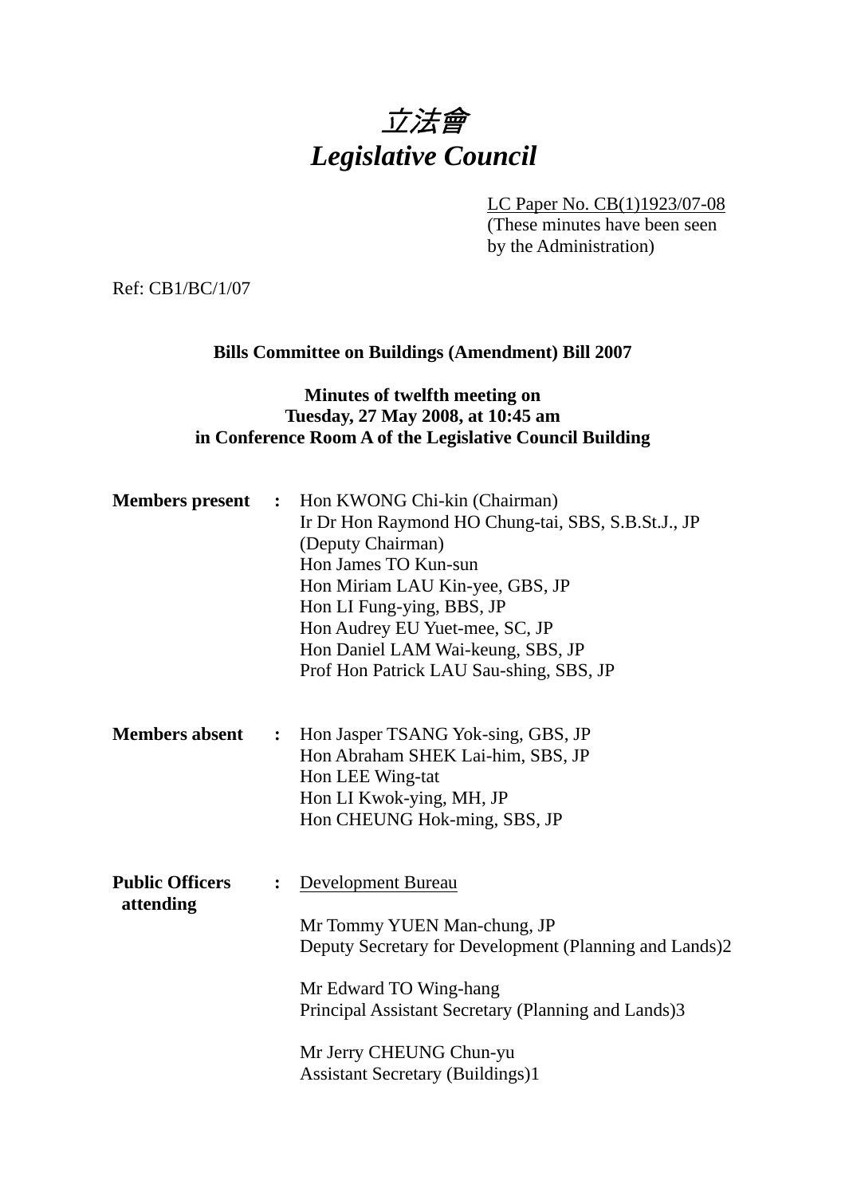# *立法會*
# *Legislative Council*

LC Paper No. CB(1)1923/07-08
(These minutes have been seen by the Administration)

Ref: CB1/BC/1/07

**Bills Committee on Buildings (Amendment) Bill 2007**

**Minutes of twelfth meeting on**
**Tuesday, 27 May 2008, at 10:45 am**
**in Conference Room A of the Legislative Council Building**

**Members present** : Hon KWONG Chi-kin (Chairman)
Ir Dr Hon Raymond HO Chung-tai, SBS, S.B.St.J., JP (Deputy Chairman)
Hon James TO Kun-sun
Hon Miriam LAU Kin-yee, GBS, JP
Hon LI Fung-ying, BBS, JP
Hon Audrey EU Yuet-mee, SC, JP
Hon Daniel LAM Wai-keung, SBS, JP
Prof Hon Patrick LAU Sau-shing, SBS, JP

**Members absent** : Hon Jasper TSANG Yok-sing, GBS, JP
Hon Abraham SHEK Lai-him, SBS, JP
Hon LEE Wing-tat
Hon LI Kwok-ying, MH, JP
Hon CHEUNG Hok-ming, SBS, JP

**Public Officers attending** : Development Bureau

Mr Tommy YUEN Man-chung, JP
Deputy Secretary for Development (Planning and Lands)2

Mr Edward TO Wing-hang
Principal Assistant Secretary (Planning and Lands)3

Mr Jerry CHEUNG Chun-yu
Assistant Secretary (Buildings)1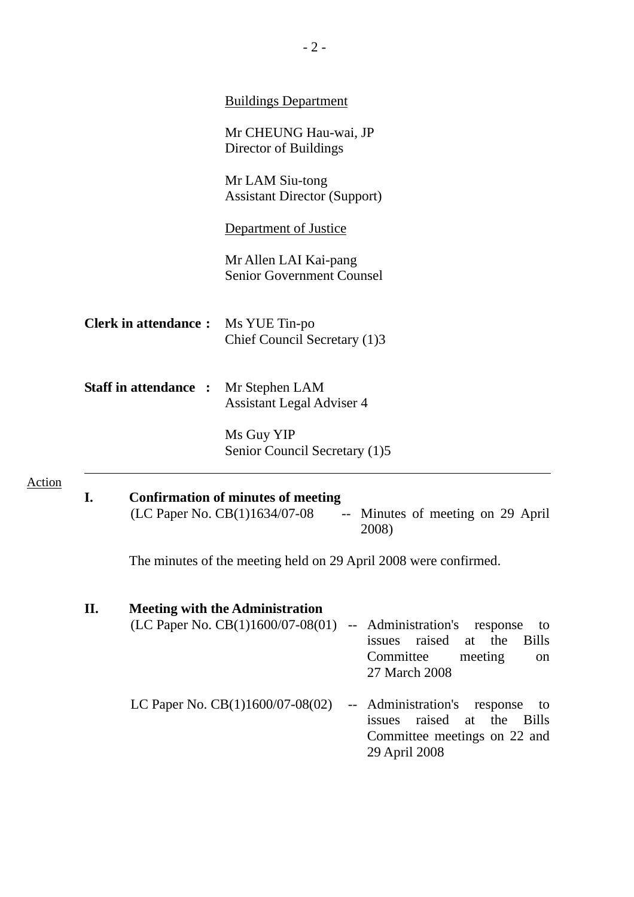Buildings Department

Mr CHEUNG Hau-wai, JP
Director of Buildings

Mr LAM Siu-tong
Assistant Director (Support)

Department of Justice

Mr Allen LAI Kai-pang
Senior Government Counsel

**Clerk in attendance :** Ms YUE Tin-po
Chief Council Secretary (1)3

**Staff in attendance :** Mr Stephen LAM
Assistant Legal Adviser 4

Ms Guy YIP
Senior Council Secretary (1)5

---

Action

**I. Confirmation of minutes of meeting**

(LC Paper No. CB(1)1634/07-08 -- Minutes of meeting on 29 April 2008)

The minutes of the meeting held on 29 April 2008 were confirmed.

**II. Meeting with the Administration**

(LC Paper No. CB(1)1600/07-08(01) -- Administration's response to issues raised at the Bills Committee meeting on 27 March 2008

LC Paper No. CB(1)1600/07-08(02) -- Administration's response to issues raised at the Bills Committee meetings on 22 and 29 April 2008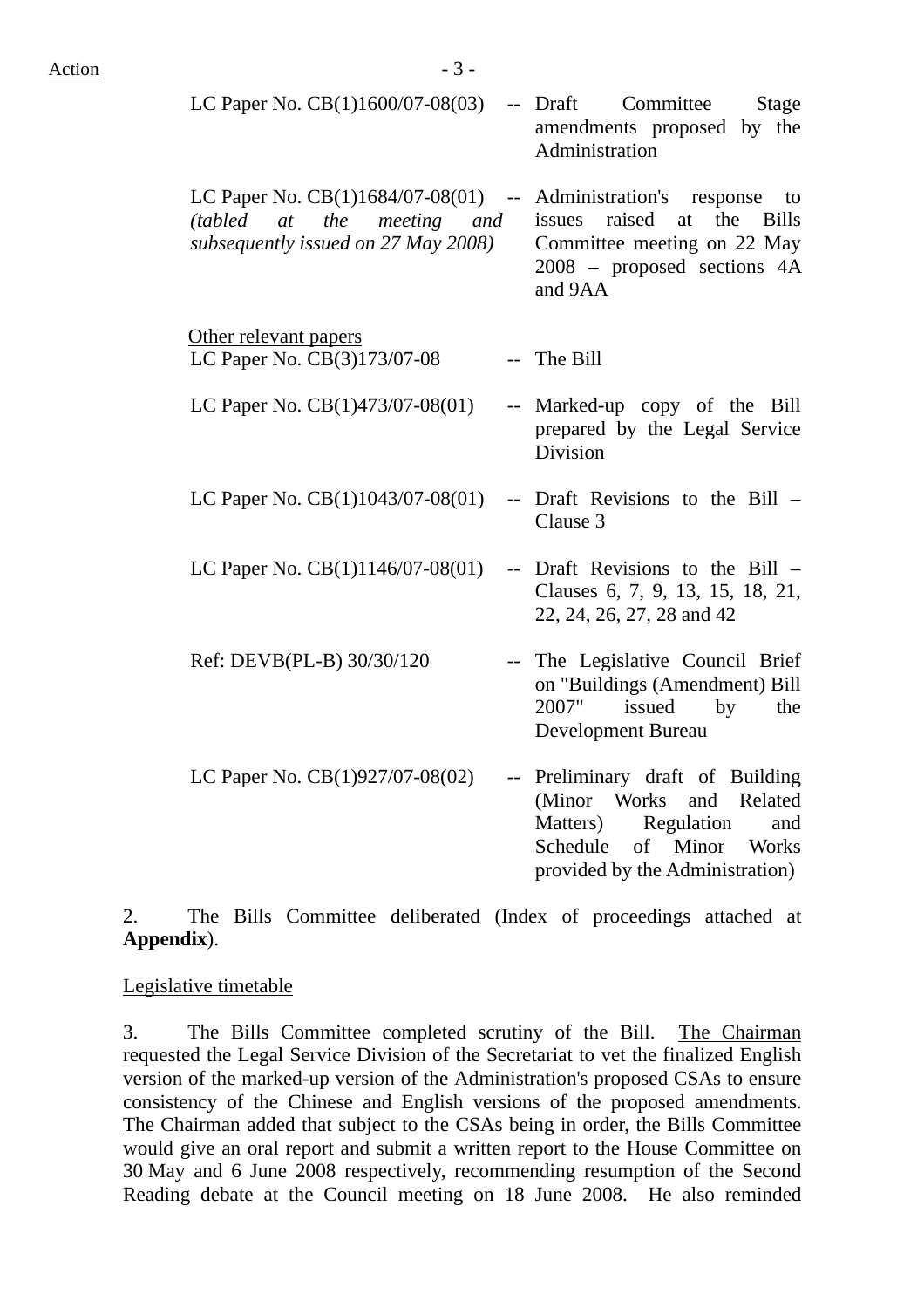Action

| | | |
|---|---|---|
| LC Paper No. CB(1)1600/07-08(03) | -- | Draft Committee Stage amendments proposed by the Administration |
| LC Paper No. CB(1)1684/07-08(01) *(tabled at the meeting and subsequently issued on 27 May 2008)* | -- | Administration's response to issues raised at the Bills Committee meeting on 22 May 2008 – proposed sections 4A and 9AA |

Other relevant papers

| | | |
|---|---|---|
| LC Paper No. CB(3)173/07-08 | -- | The Bill |
| LC Paper No. CB(1)473/07-08(01) | -- | Marked-up copy of the Bill prepared by the Legal Service Division |
| LC Paper No. CB(1)1043/07-08(01) | -- | Draft Revisions to the Bill – Clause 3 |
| LC Paper No. CB(1)1146/07-08(01) | -- | Draft Revisions to the Bill – Clauses 6, 7, 9, 13, 15, 18, 21, 22, 24, 26, 27, 28 and 42 |
| Ref: DEVB(PL-B) 30/30/120 | -- | The Legislative Council Brief on "Buildings (Amendment) Bill 2007" issued by the Development Bureau |
| LC Paper No. CB(1)927/07-08(02) | -- | Preliminary draft of Building (Minor Works and Related Matters) Regulation and Schedule of Minor Works provided by the Administration) |

2. The Bills Committee deliberated (Index of proceedings attached at **Appendix**).

Legislative timetable

3. The Bills Committee completed scrutiny of the Bill. The Chairman requested the Legal Service Division of the Secretariat to vet the finalized English version of the marked-up version of the Administration's proposed CSAs to ensure consistency of the Chinese and English versions of the proposed amendments. The Chairman added that subject to the CSAs being in order, the Bills Committee would give an oral report and submit a written report to the House Committee on 30 May and 6 June 2008 respectively, recommending resumption of the Second Reading debate at the Council meeting on 18 June 2008. He also reminded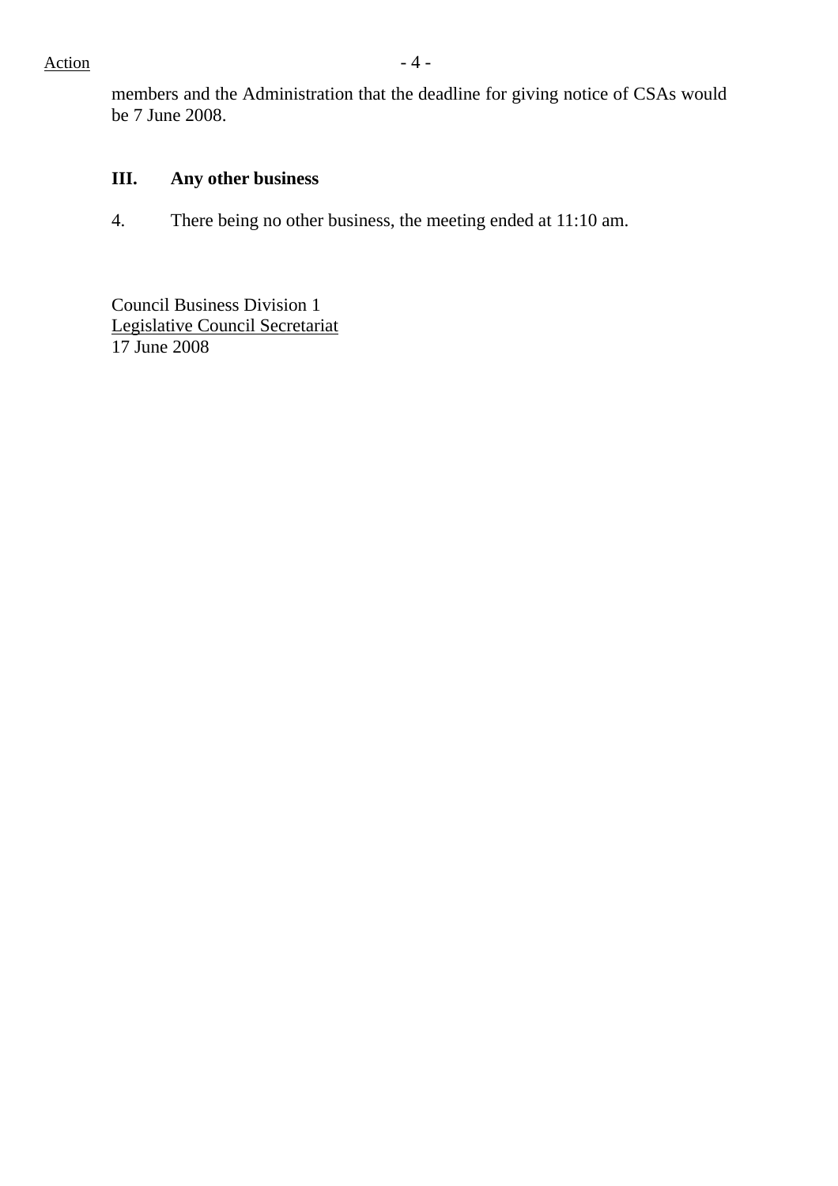members and the Administration that the deadline for giving notice of CSAs would be 7 June 2008.

### III. Any other business

4. There being no other business, the meeting ended at 11:10 am.

Council Business Division 1
Legislative Council Secretariat
17 June 2008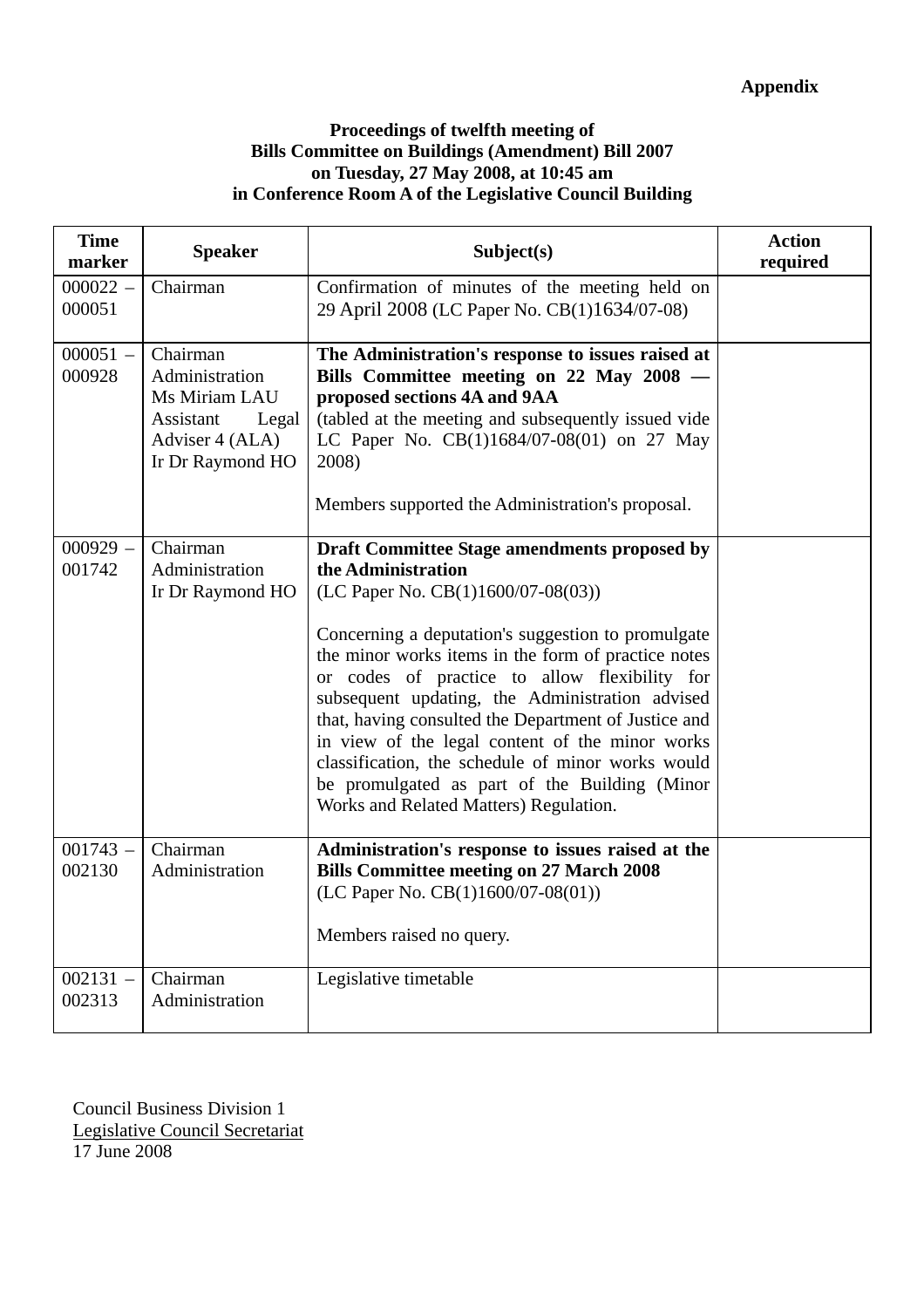**Appendix**

**Proceedings of twelfth meeting of Bills Committee on Buildings (Amendment) Bill 2007 on Tuesday, 27 May 2008, at 10:45 am in Conference Room A of the Legislative Council Building**

| Time marker | Speaker | Subject(s) | Action required |
|---|---|---|---|
| 000022 – 000051 | Chairman | Confirmation of minutes of the meeting held on 29 April 2008 (LC Paper No. CB(1)1634/07-08) | |
| 000051 – 000928 | Chairman<br>Administration<br>Ms Miriam LAU<br>Assistant Legal Adviser 4 (ALA)<br>Ir Dr Raymond HO | **The Administration's response to issues raised at Bills Committee meeting on 22 May 2008 — proposed sections 4A and 9AA**<br>(tabled at the meeting and subsequently issued vide LC Paper No. CB(1)1684/07-08(01) on 27 May 2008)<br><br>Members supported the Administration's proposal. | |
| 000929 – 001742 | Chairman<br>Administration<br>Ir Dr Raymond HO | **Draft Committee Stage amendments proposed by the Administration**<br>(LC Paper No. CB(1)1600/07-08(03))<br><br>Concerning a deputation's suggestion to promulgate the minor works items in the form of practice notes or codes of practice to allow flexibility for subsequent updating, the Administration advised that, having consulted the Department of Justice and in view of the legal content of the minor works classification, the schedule of minor works would be promulgated as part of the Building (Minor Works and Related Matters) Regulation. | |
| 001743 – 002130 | Chairman<br>Administration | **Administration's response to issues raised at the Bills Committee meeting on 27 March 2008**<br>(LC Paper No. CB(1)1600/07-08(01))<br><br>Members raised no query. | |
| 002131 – 002313 | Chairman<br>Administration | Legislative timetable | |

Council Business Division 1
Legislative Council Secretariat
17 June 2008